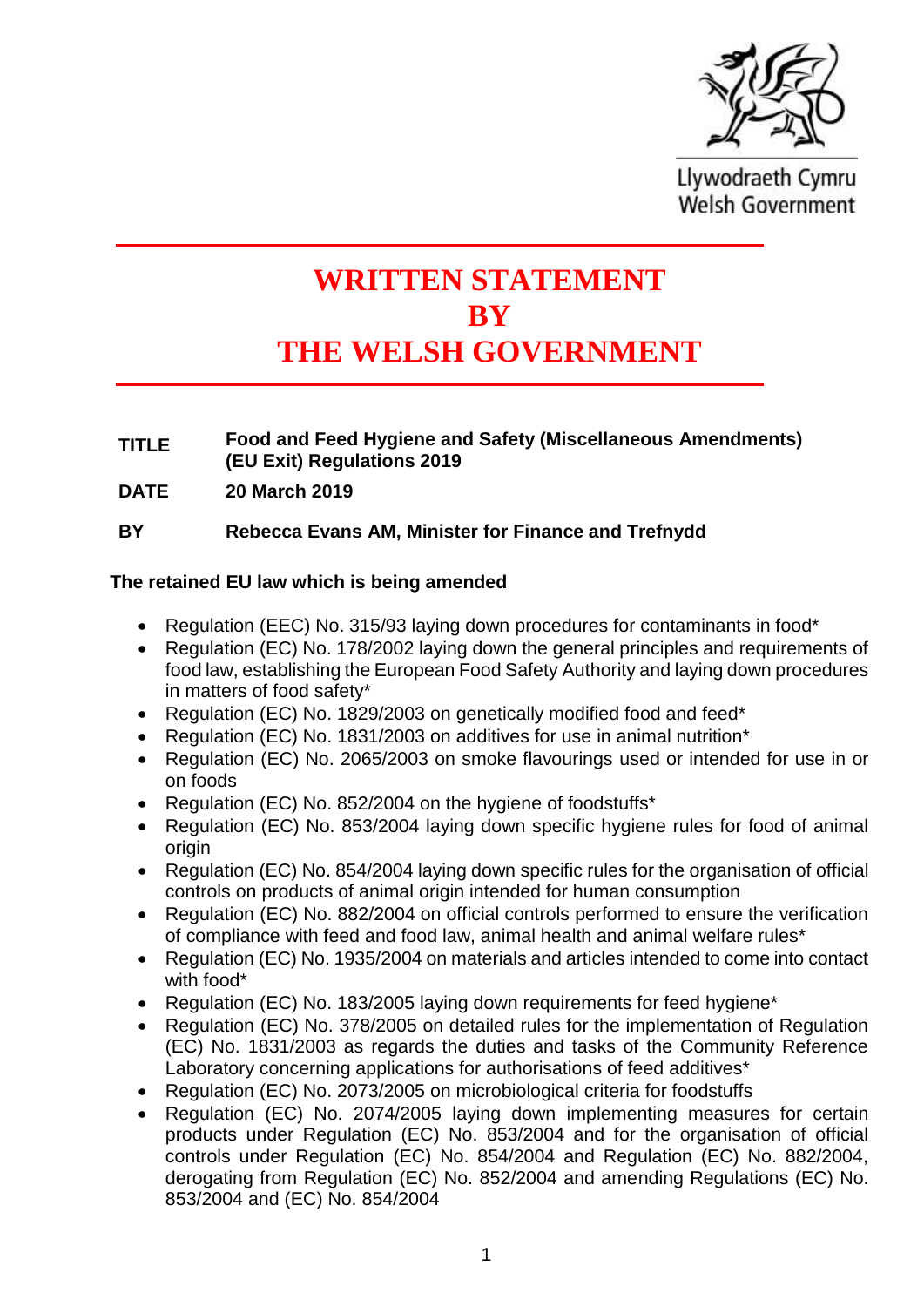Llywodraeth Cymru
Welsh Government

# WRITTEN STATEMENT BY THE WELSH GOVERNMENT

**TITLE** **Food and Feed Hygiene and Safety (Miscellaneous Amendments) (EU Exit) Regulations 2019**

**DATE** **20 March 2019**

**BY** **Rebecca Evans AM, Minister for Finance and Trefnydd**

**The retained EU law which is being amended**

- Regulation (EEC) No. 315/93 laying down procedures for contaminants in food*
- Regulation (EC) No. 178/2002 laying down the general principles and requirements of food law, establishing the European Food Safety Authority and laying down procedures in matters of food safety*
- Regulation (EC) No. 1829/2003 on genetically modified food and feed*
- Regulation (EC) No. 1831/2003 on additives for use in animal nutrition*
- Regulation (EC) No. 2065/2003 on smoke flavourings used or intended for use in or on foods
- Regulation (EC) No. 852/2004 on the hygiene of foodstuffs*
- Regulation (EC) No. 853/2004 laying down specific hygiene rules for food of animal origin
- Regulation (EC) No. 854/2004 laying down specific rules for the organisation of official controls on products of animal origin intended for human consumption
- Regulation (EC) No. 882/2004 on official controls performed to ensure the verification of compliance with feed and food law, animal health and animal welfare rules*
- Regulation (EC) No. 1935/2004 on materials and articles intended to come into contact with food*
- Regulation (EC) No. 183/2005 laying down requirements for feed hygiene*
- Regulation (EC) No. 378/2005 on detailed rules for the implementation of Regulation (EC) No. 1831/2003 as regards the duties and tasks of the Community Reference Laboratory concerning applications for authorisations of feed additives*
- Regulation (EC) No. 2073/2005 on microbiological criteria for foodstuffs
- Regulation (EC) No. 2074/2005 laying down implementing measures for certain products under Regulation (EC) No. 853/2004 and for the organisation of official controls under Regulation (EC) No. 854/2004 and Regulation (EC) No. 882/2004, derogating from Regulation (EC) No. 852/2004 and amending Regulations (EC) No. 853/2004 and (EC) No. 854/2004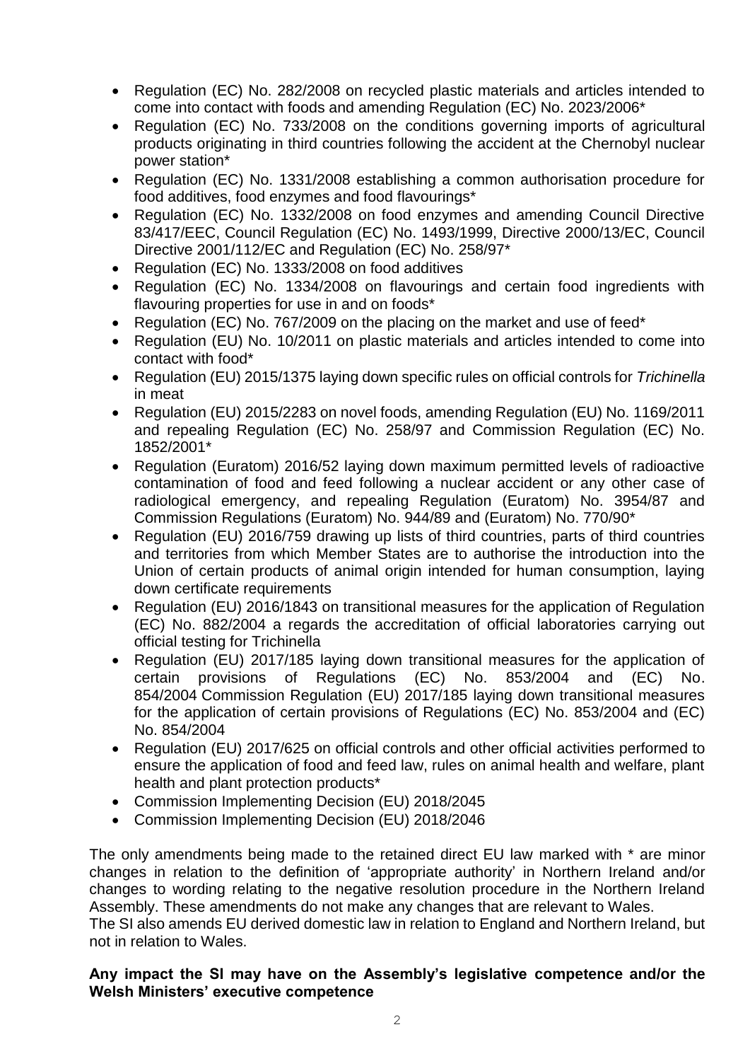- Regulation (EC) No. 282/2008 on recycled plastic materials and articles intended to come into contact with foods and amending Regulation (EC) No. 2023/2006*
- Regulation (EC) No. 733/2008 on the conditions governing imports of agricultural products originating in third countries following the accident at the Chernobyl nuclear power station*
- Regulation (EC) No. 1331/2008 establishing a common authorisation procedure for food additives, food enzymes and food flavourings*
- Regulation (EC) No. 1332/2008 on food enzymes and amending Council Directive 83/417/EEC, Council Regulation (EC) No. 1493/1999, Directive 2000/13/EC, Council Directive 2001/112/EC and Regulation (EC) No. 258/97*
- Regulation (EC) No. 1333/2008 on food additives
- Regulation (EC) No. 1334/2008 on flavourings and certain food ingredients with flavouring properties for use in and on foods*
- Regulation (EC) No. 767/2009 on the placing on the market and use of feed*
- Regulation (EU) No. 10/2011 on plastic materials and articles intended to come into contact with food*
- Regulation (EU) 2015/1375 laying down specific rules on official controls for *Trichinella* in meat
- Regulation (EU) 2015/2283 on novel foods, amending Regulation (EU) No. 1169/2011 and repealing Regulation (EC) No. 258/97 and Commission Regulation (EC) No. 1852/2001*
- Regulation (Euratom) 2016/52 laying down maximum permitted levels of radioactive contamination of food and feed following a nuclear accident or any other case of radiological emergency, and repealing Regulation (Euratom) No. 3954/87 and Commission Regulations (Euratom) No. 944/89 and (Euratom) No. 770/90*
- Regulation (EU) 2016/759 drawing up lists of third countries, parts of third countries and territories from which Member States are to authorise the introduction into the Union of certain products of animal origin intended for human consumption, laying down certificate requirements
- Regulation (EU) 2016/1843 on transitional measures for the application of Regulation (EC) No. 882/2004 a regards the accreditation of official laboratories carrying out official testing for Trichinella
- Regulation (EU) 2017/185 laying down transitional measures for the application of certain provisions of Regulations (EC) No. 853/2004 and (EC) No. 854/2004 Commission Regulation (EU) 2017/185 laying down transitional measures for the application of certain provisions of Regulations (EC) No. 853/2004 and (EC) No. 854/2004
- Regulation (EU) 2017/625 on official controls and other official activities performed to ensure the application of food and feed law, rules on animal health and welfare, plant health and plant protection products*
- Commission Implementing Decision (EU) 2018/2045
- Commission Implementing Decision (EU) 2018/2046

The only amendments being made to the retained direct EU law marked with * are minor changes in relation to the definition of 'appropriate authority' in Northern Ireland and/or changes to wording relating to the negative resolution procedure in the Northern Ireland Assembly. These amendments do not make any changes that are relevant to Wales.

The SI also amends EU derived domestic law in relation to England and Northern Ireland, but not in relation to Wales.

**Any impact the SI may have on the Assembly's legislative competence and/or the Welsh Ministers' executive competence**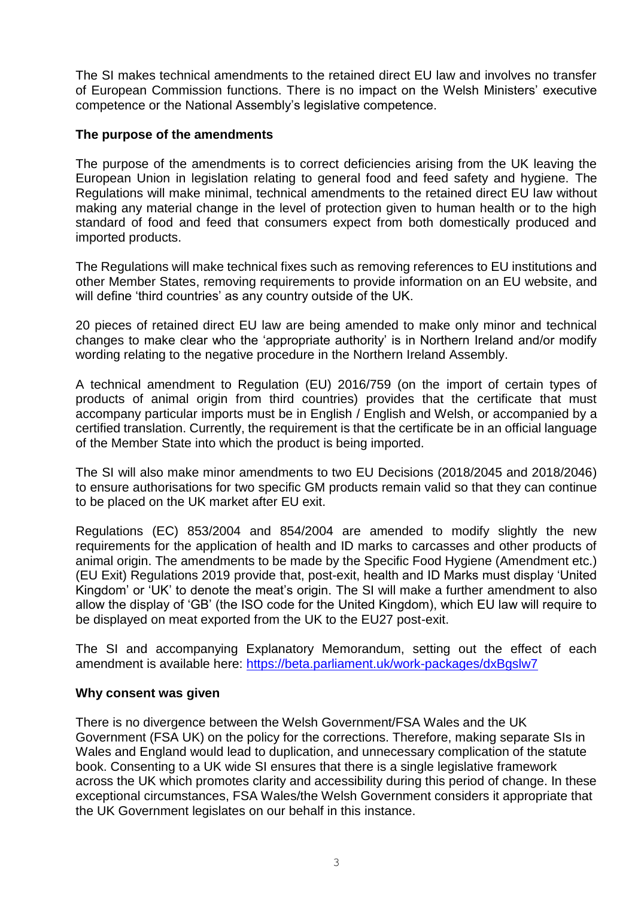The SI makes technical amendments to the retained direct EU law and involves no transfer of European Commission functions. There is no impact on the Welsh Ministers' executive competence or the National Assembly's legislative competence.

**The purpose of the amendments**

The purpose of the amendments is to correct deficiencies arising from the UK leaving the European Union in legislation relating to general food and feed safety and hygiene. The Regulations will make minimal, technical amendments to the retained direct EU law without making any material change in the level of protection given to human health or to the high standard of food and feed that consumers expect from both domestically produced and imported products.

The Regulations will make technical fixes such as removing references to EU institutions and other Member States, removing requirements to provide information on an EU website, and will define 'third countries' as any country outside of the UK.

20 pieces of retained direct EU law are being amended to make only minor and technical changes to make clear who the 'appropriate authority' is in Northern Ireland and/or modify wording relating to the negative procedure in the Northern Ireland Assembly.

A technical amendment to Regulation (EU) 2016/759 (on the import of certain types of products of animal origin from third countries) provides that the certificate that must accompany particular imports must be in English / English and Welsh, or accompanied by a certified translation. Currently, the requirement is that the certificate be in an official language of the Member State into which the product is being imported.

The SI will also make minor amendments to two EU Decisions (2018/2045 and 2018/2046) to ensure authorisations for two specific GM products remain valid so that they can continue to be placed on the UK market after EU exit.

Regulations (EC) 853/2004 and 854/2004 are amended to modify slightly the new requirements for the application of health and ID marks to carcasses and other products of animal origin. The amendments to be made by the Specific Food Hygiene (Amendment etc.) (EU Exit) Regulations 2019 provide that, post-exit, health and ID Marks must display 'United Kingdom' or 'UK' to denote the meat's origin. The SI will make a further amendment to also allow the display of 'GB' (the ISO code for the United Kingdom), which EU law will require to be displayed on meat exported from the UK to the EU27 post-exit.

The SI and accompanying Explanatory Memorandum, setting out the effect of each amendment is available here: [https://beta.parliament.uk/work-packages/dxBgslw7](https://beta.parliament.uk/work-packages/dxBgslw7)

**Why consent was given**

There is no divergence between the Welsh Government/FSA Wales and the UK Government (FSA UK) on the policy for the corrections. Therefore, making separate SIs in Wales and England would lead to duplication, and unnecessary complication of the statute book. Consenting to a UK wide SI ensures that there is a single legislative framework across the UK which promotes clarity and accessibility during this period of change. In these exceptional circumstances, FSA Wales/the Welsh Government considers it appropriate that the UK Government legislates on our behalf in this instance.